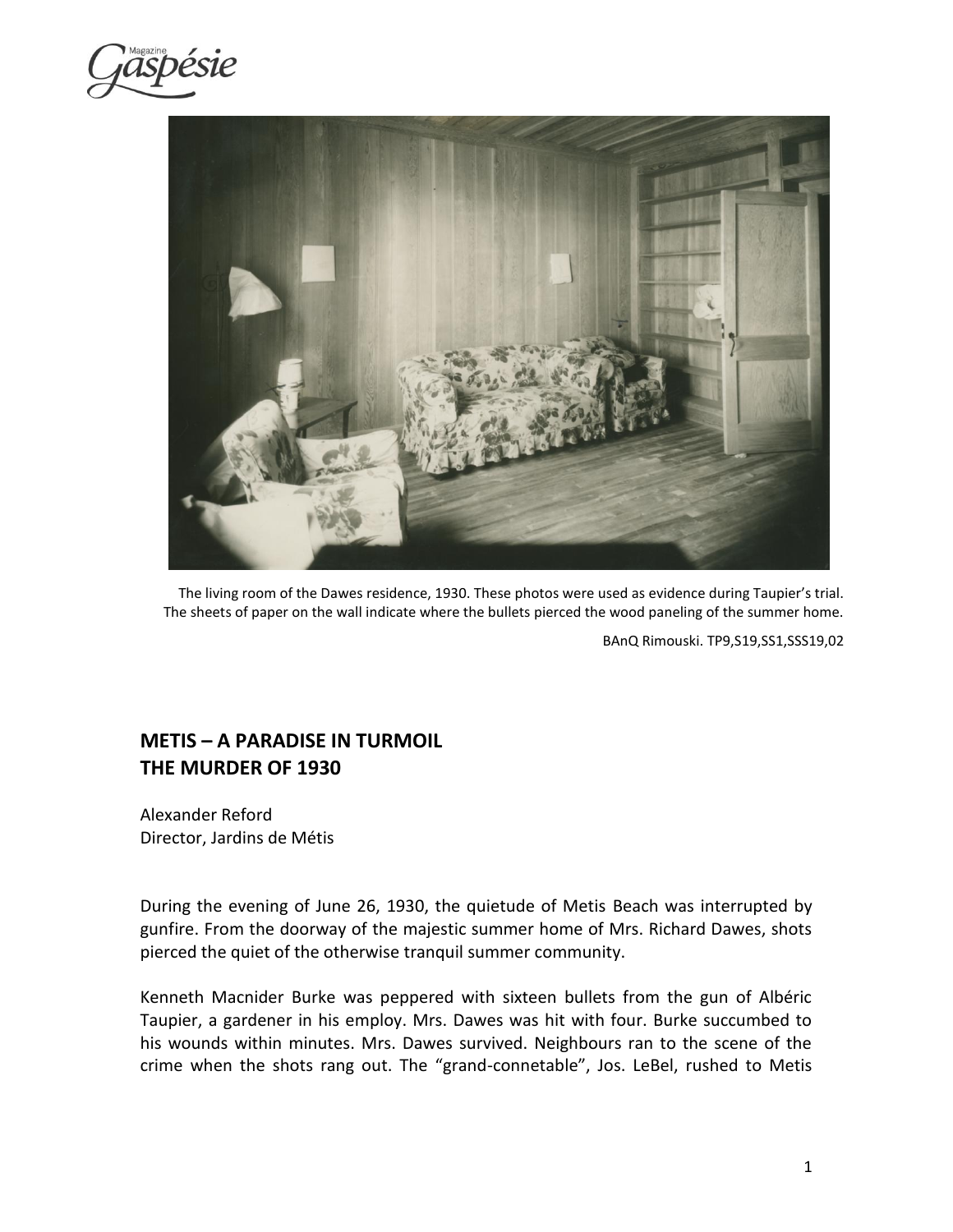The living room of the Dawes residence, 1930. These photos were used as evidence during Taupier's trial. The sheets of paper on the wall indicate where the bullets pierced the wood paneling of the summer home.

BAnQ Rimouski. TP9,S19,SS1,SSS19,02

## METIS – A PARADISE IN TURMOIL
## THE MURDER OF 1930

Alexander Reford
Director, Jardins de Métis

During the evening of June 26, 1930, the quietude of Metis Beach was interrupted by gunfire. From the doorway of the majestic summer home of Mrs. Richard Dawes, shots pierced the quiet of the otherwise tranquil summer community.

Kenneth Macnider Burke was peppered with sixteen bullets from the gun of Albéric Taupier, a gardener in his employ. Mrs. Dawes was hit with four. Burke succumbed to his wounds within minutes. Mrs. Dawes survived. Neighbours ran to the scene of the crime when the shots rang out. The "grand-connetable", Jos. LeBel, rushed to Metis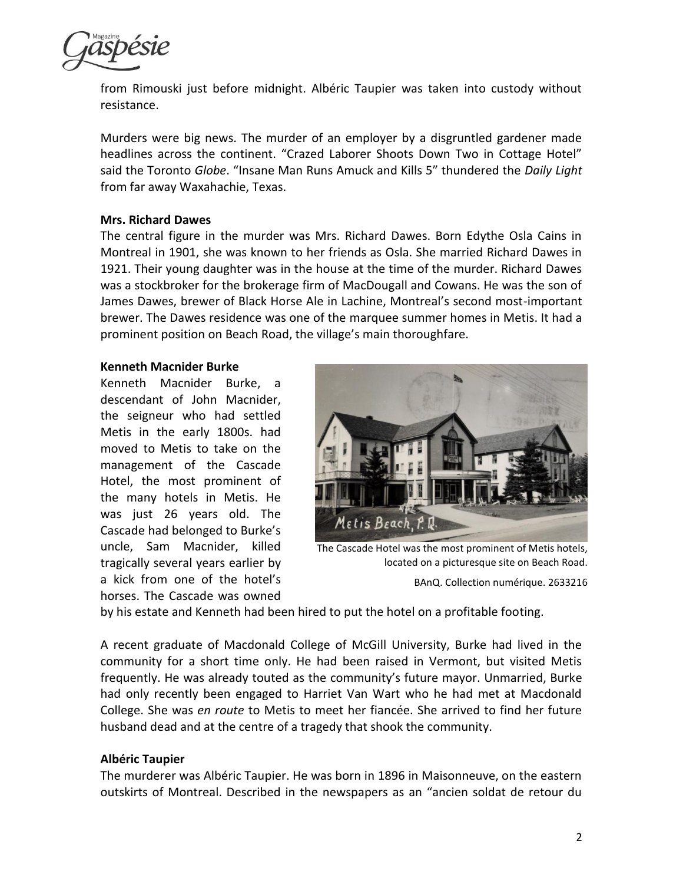from Rimouski just before midnight. Albéric Taupier was taken into custody without resistance.

Murders were big news. The murder of an employer by a disgruntled gardener made headlines across the continent. "Crazed Laborer Shoots Down Two in Cottage Hotel" said the Toronto *Globe*. "Insane Man Runs Amuck and Kills 5" thundered the *Daily Light* from far away Waxahachie, Texas.

**Mrs. Richard Dawes**

The central figure in the murder was Mrs. Richard Dawes. Born Edythe Osla Cains in Montreal in 1901, she was known to her friends as Osla. She married Richard Dawes in 1921. Their young daughter was in the house at the time of the murder. Richard Dawes was a stockbroker for the brokerage firm of MacDougall and Cowans. He was the son of James Dawes, brewer of Black Horse Ale in Lachine, Montreal's second most-important brewer. The Dawes residence was one of the marquee summer homes in Metis. It had a prominent position on Beach Road, the village's main thoroughfare.

**Kenneth Macnider Burke**

Kenneth Macnider Burke, a descendant of John Macnider, the seigneur who had settled Metis in the early 1800s. had moved to Metis to take on the management of the Cascade Hotel, the most prominent of the many hotels in Metis. He was just 26 years old. The Cascade had belonged to Burke's uncle, Sam Macnider, killed tragically several years earlier by a kick from one of the hotel's horses. The Cascade was owned by his estate and Kenneth had been hired to put the hotel on a profitable footing.

The Cascade Hotel was the most prominent of Metis hotels, located on a picturesque site on Beach Road.

BAnQ. Collection numérique. 2633216

A recent graduate of Macdonald College of McGill University, Burke had lived in the community for a short time only. He had been raised in Vermont, but visited Metis frequently. He was already touted as the community's future mayor. Unmarried, Burke had only recently been engaged to Harriet Van Wart who he had met at Macdonald College. She was *en route* to Metis to meet her fiancée. She arrived to find her future husband dead and at the centre of a tragedy that shook the community.

**Albéric Taupier**

The murderer was Albéric Taupier. He was born in 1896 in Maisonneuve, on the eastern outskirts of Montreal. Described in the newspapers as an "ancien soldat de retour du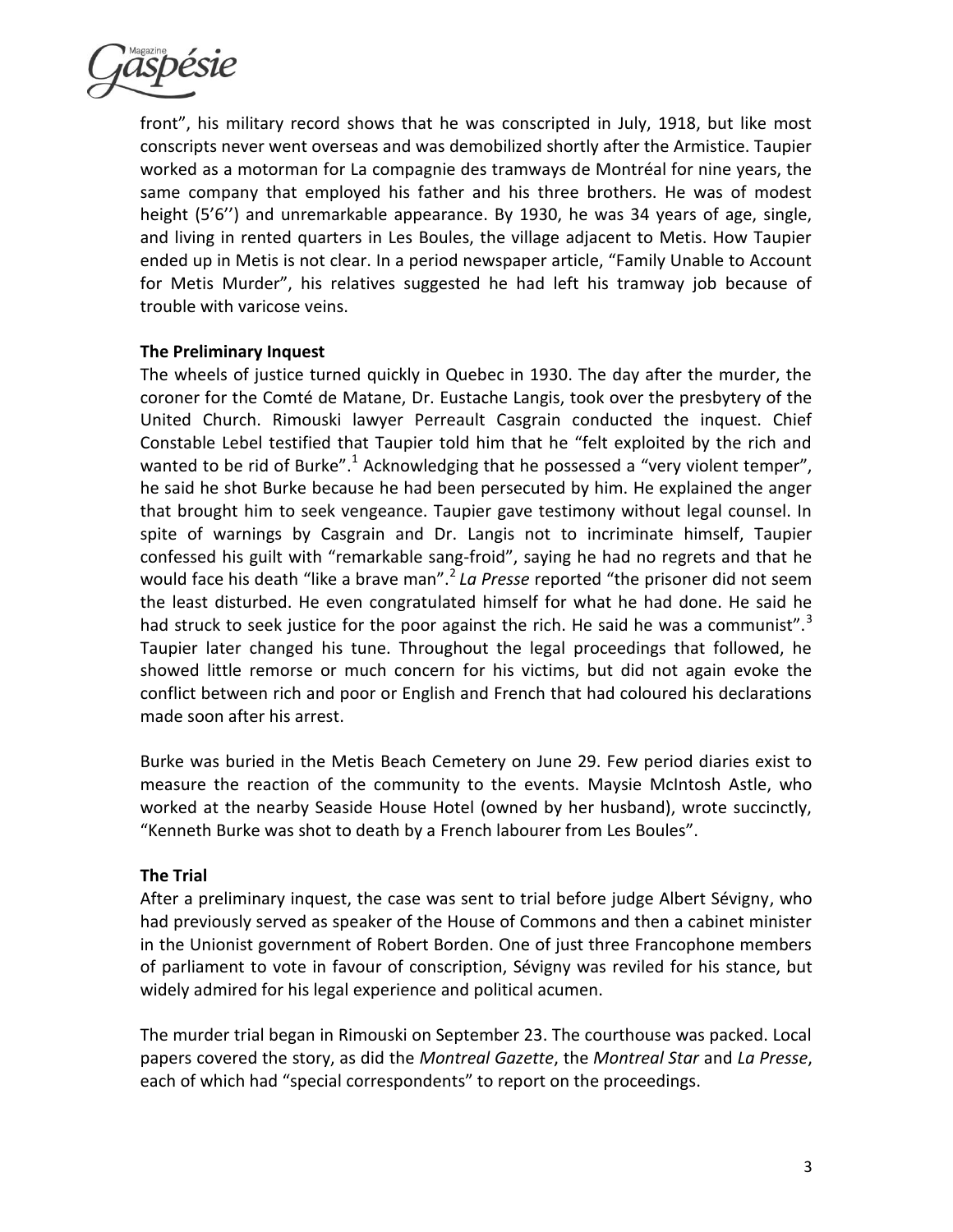front", his military record shows that he was conscripted in July, 1918, but like most conscripts never went overseas and was demobilized shortly after the Armistice. Taupier worked as a motorman for La compagnie des tramways de Montréal for nine years, the same company that employed his father and his three brothers. He was of modest height (5'6'') and unremarkable appearance. By 1930, he was 34 years of age, single, and living in rented quarters in Les Boules, the village adjacent to Metis. How Taupier ended up in Metis is not clear. In a period newspaper article, "Family Unable to Account for Metis Murder", his relatives suggested he had left his tramway job because of trouble with varicose veins.

### The Preliminary Inquest

The wheels of justice turned quickly in Quebec in 1930. The day after the murder, the coroner for the Comté de Matane, Dr. Eustache Langis, took over the presbytery of the United Church. Rimouski lawyer Perreault Casgrain conducted the inquest. Chief Constable Lebel testified that Taupier told him that he "felt exploited by the rich and wanted to be rid of Burke".[1] Acknowledging that he possessed a "very violent temper", he said he shot Burke because he had been persecuted by him. He explained the anger that brought him to seek vengeance. Taupier gave testimony without legal counsel. In spite of warnings by Casgrain and Dr. Langis not to incriminate himself, Taupier confessed his guilt with "remarkable sang-froid", saying he had no regrets and that he would face his death "like a brave man".[2] *La Presse* reported "the prisoner did not seem the least disturbed. He even congratulated himself for what he had done. He said he had struck to seek justice for the poor against the rich. He said he was a communist".[3] Taupier later changed his tune. Throughout the legal proceedings that followed, he showed little remorse or much concern for his victims, but did not again evoke the conflict between rich and poor or English and French that had coloured his declarations made soon after his arrest.

Burke was buried in the Metis Beach Cemetery on June 29. Few period diaries exist to measure the reaction of the community to the events. Maysie McIntosh Astle, who worked at the nearby Seaside House Hotel (owned by her husband), wrote succinctly, "Kenneth Burke was shot to death by a French labourer from Les Boules".

### The Trial

After a preliminary inquest, the case was sent to trial before judge Albert Sévigny, who had previously served as speaker of the House of Commons and then a cabinet minister in the Unionist government of Robert Borden. One of just three Francophone members of parliament to vote in favour of conscription, Sévigny was reviled for his stance, but widely admired for his legal experience and political acumen.

The murder trial began in Rimouski on September 23. The courthouse was packed. Local papers covered the story, as did the *Montreal Gazette*, the *Montreal Star* and *La Presse*, each of which had "special correspondents" to report on the proceedings.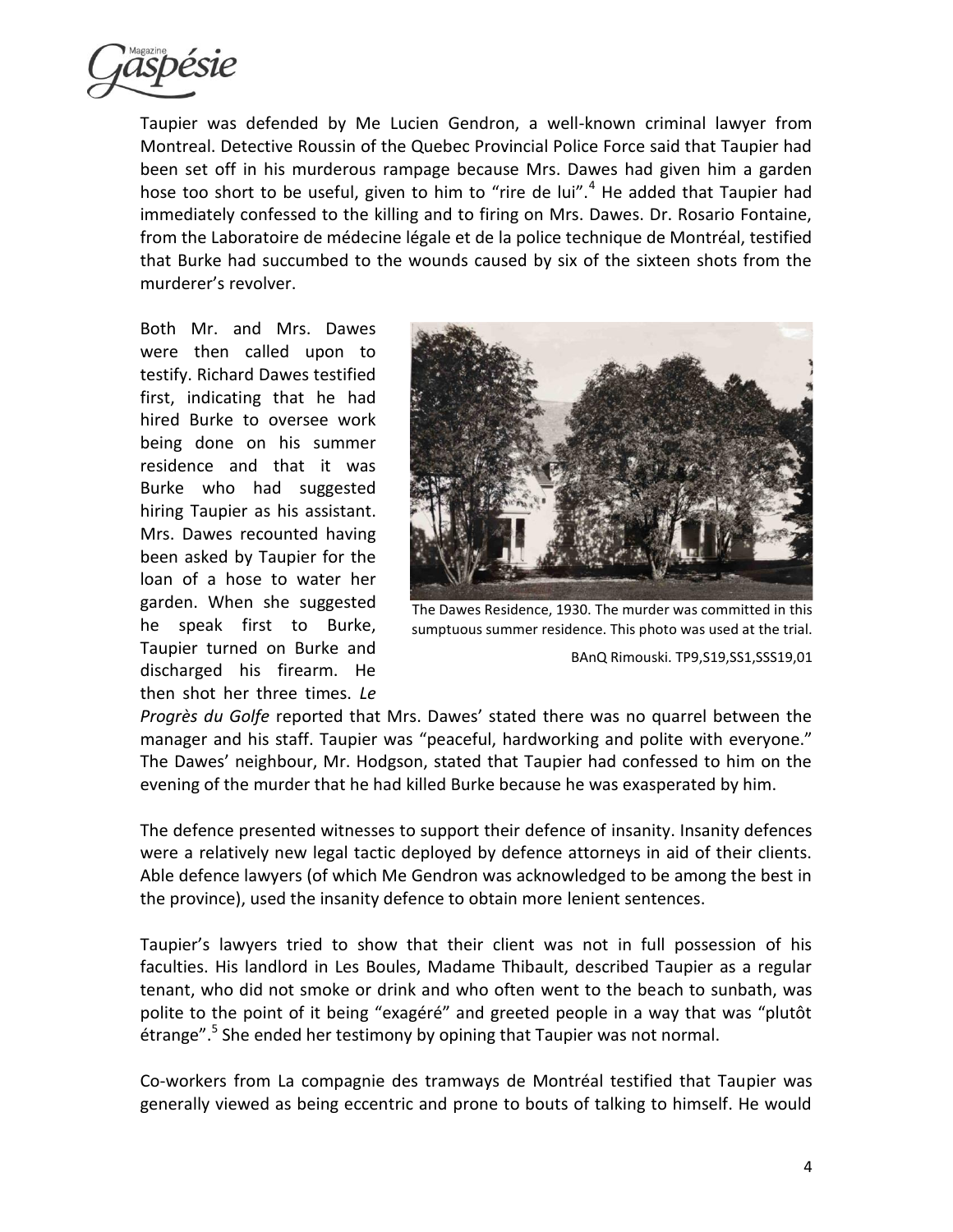Taupier was defended by Me Lucien Gendron, a well-known criminal lawyer from Montreal. Detective Roussin of the Quebec Provincial Police Force said that Taupier had been set off in his murderous rampage because Mrs. Dawes had given him a garden hose too short to be useful, given to him to "rire de lui".[4] He added that Taupier had immediately confessed to the killing and to firing on Mrs. Dawes. Dr. Rosario Fontaine, from the Laboratoire de médecine légale et de la police technique de Montréal, testified that Burke had succumbed to the wounds caused by six of the sixteen shots from the murderer's revolver.

Both Mr. and Mrs. Dawes were then called upon to testify. Richard Dawes testified first, indicating that he had hired Burke to oversee work being done on his summer residence and that it was Burke who had suggested hiring Taupier as his assistant. Mrs. Dawes recounted having been asked by Taupier for the loan of a hose to water her garden. When she suggested he speak first to Burke, Taupier turned on Burke and discharged his firearm. He then shot her three times. *Le Progrès du Golfe* reported that Mrs. Dawes' stated there was no quarrel between the manager and his staff. Taupier was "peaceful, hardworking and polite with everyone." The Dawes' neighbour, Mr. Hodgson, stated that Taupier had confessed to him on the evening of the murder that he had killed Burke because he was exasperated by him.

The Dawes Residence, 1930. The murder was committed in this sumptuous summer residence. This photo was used at the trial.

BAnQ Rimouski. TP9,S19,SS1,SSS19,01

The defence presented witnesses to support their defence of insanity. Insanity defences were a relatively new legal tactic deployed by defence attorneys in aid of their clients. Able defence lawyers (of which Me Gendron was acknowledged to be among the best in the province), used the insanity defence to obtain more lenient sentences.

Taupier's lawyers tried to show that their client was not in full possession of his faculties. His landlord in Les Boules, Madame Thibault, described Taupier as a regular tenant, who did not smoke or drink and who often went to the beach to sunbath, was polite to the point of it being "exagéré" and greeted people in a way that was "plutôt étrange".[5] She ended her testimony by opining that Taupier was not normal.

Co-workers from La compagnie des tramways de Montréal testified that Taupier was generally viewed as being eccentric and prone to bouts of talking to himself. He would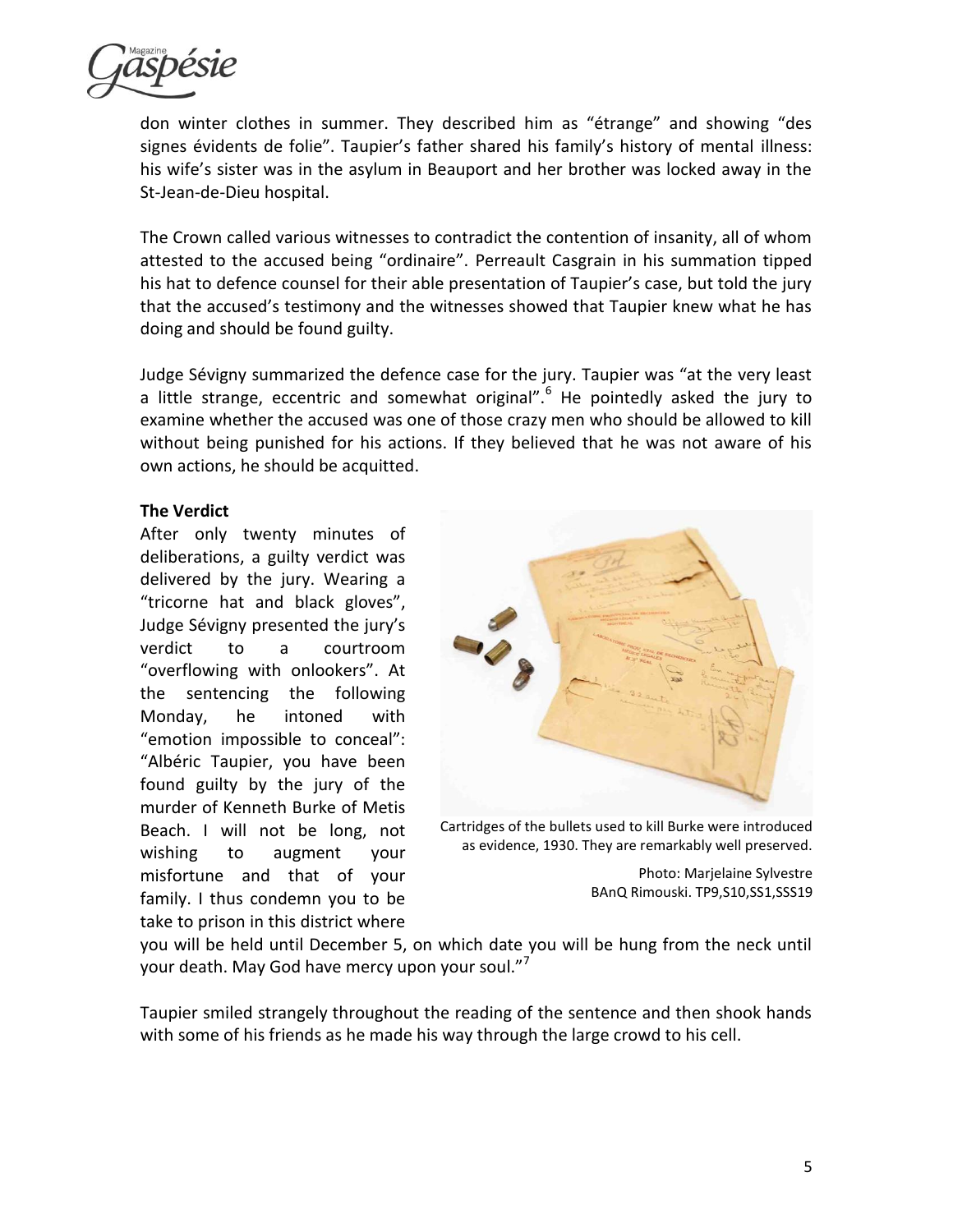don winter clothes in summer. They described him as "étrange" and showing "des signes évidents de folie". Taupier's father shared his family's history of mental illness: his wife's sister was in the asylum in Beauport and her brother was locked away in the St-Jean-de-Dieu hospital.

The Crown called various witnesses to contradict the contention of insanity, all of whom attested to the accused being "ordinaire". Perreault Casgrain in his summation tipped his hat to defence counsel for their able presentation of Taupier's case, but told the jury that the accused's testimony and the witnesses showed that Taupier knew what he has doing and should be found guilty.

Judge Sévigny summarized the defence case for the jury. Taupier was "at the very least a little strange, eccentric and somewhat original".[6] He pointedly asked the jury to examine whether the accused was one of those crazy men who should be allowed to kill without being punished for his actions. If they believed that he was not aware of his own actions, he should be acquitted.

**The Verdict**

After only twenty minutes of deliberations, a guilty verdict was delivered by the jury. Wearing a "tricorne hat and black gloves", Judge Sévigny presented the jury's verdict to a courtroom "overflowing with onlookers". At the sentencing the following Monday, he intoned with "emotion impossible to conceal": "Albéric Taupier, you have been found guilty by the jury of the murder of Kenneth Burke of Metis Beach. I will not be long, not wishing to augment your misfortune and that of your family. I thus condemn you to be take to prison in this district where you will be held until December 5, on which date you will be hung from the neck until your death. May God have mercy upon your soul."[7]

Cartridges of the bullets used to kill Burke were introduced as evidence, 1930. They are remarkably well preserved.

Photo: Marjelaine Sylvestre
BAnQ Rimouski. TP9,S10,SS1,SSS19

Taupier smiled strangely throughout the reading of the sentence and then shook hands with some of his friends as he made his way through the large crowd to his cell.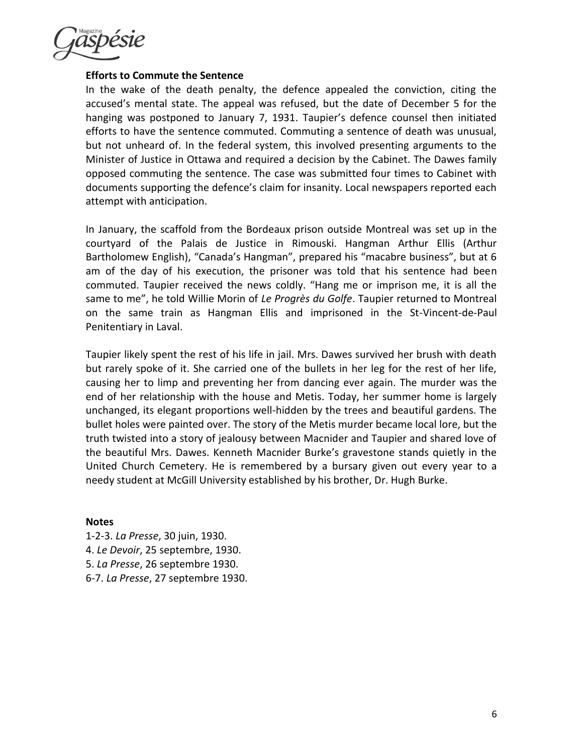**Efforts to Commute the Sentence**

In the wake of the death penalty, the defence appealed the conviction, citing the accused's mental state. The appeal was refused, but the date of December 5 for the hanging was postponed to January 7, 1931. Taupier's defence counsel then initiated efforts to have the sentence commuted. Commuting a sentence of death was unusual, but not unheard of. In the federal system, this involved presenting arguments to the Minister of Justice in Ottawa and required a decision by the Cabinet. The Dawes family opposed commuting the sentence. The case was submitted four times to Cabinet with documents supporting the defence's claim for insanity. Local newspapers reported each attempt with anticipation.

In January, the scaffold from the Bordeaux prison outside Montreal was set up in the courtyard of the Palais de Justice in Rimouski. Hangman Arthur Ellis (Arthur Bartholomew English), "Canada's Hangman", prepared his "macabre business", but at 6 am of the day of his execution, the prisoner was told that his sentence had been commuted. Taupier received the news coldly. "Hang me or imprison me, it is all the same to me", he told Willie Morin of *Le Progrès du Golfe*. Taupier returned to Montreal on the same train as Hangman Ellis and imprisoned in the St-Vincent-de-Paul Penitentiary in Laval.

Taupier likely spent the rest of his life in jail. Mrs. Dawes survived her brush with death but rarely spoke of it. She carried one of the bullets in her leg for the rest of her life, causing her to limp and preventing her from dancing ever again. The murder was the end of her relationship with the house and Metis. Today, her summer home is largely unchanged, its elegant proportions well-hidden by the trees and beautiful gardens. The bullet holes were painted over. The story of the Metis murder became local lore, but the truth twisted into a story of jealousy between Macnider and Taupier and shared love of the beautiful Mrs. Dawes. Kenneth Macnider Burke's gravestone stands quietly in the United Church Cemetery. He is remembered by a bursary given out every year to a needy student at McGill University established by his brother, Dr. Hugh Burke.

**Notes**

1-2-3. *La Presse*, 30 juin, 1930.
4. *Le Devoir*, 25 septembre, 1930.
5. *La Presse*, 26 septembre 1930.
6-7. *La Presse*, 27 septembre 1930.